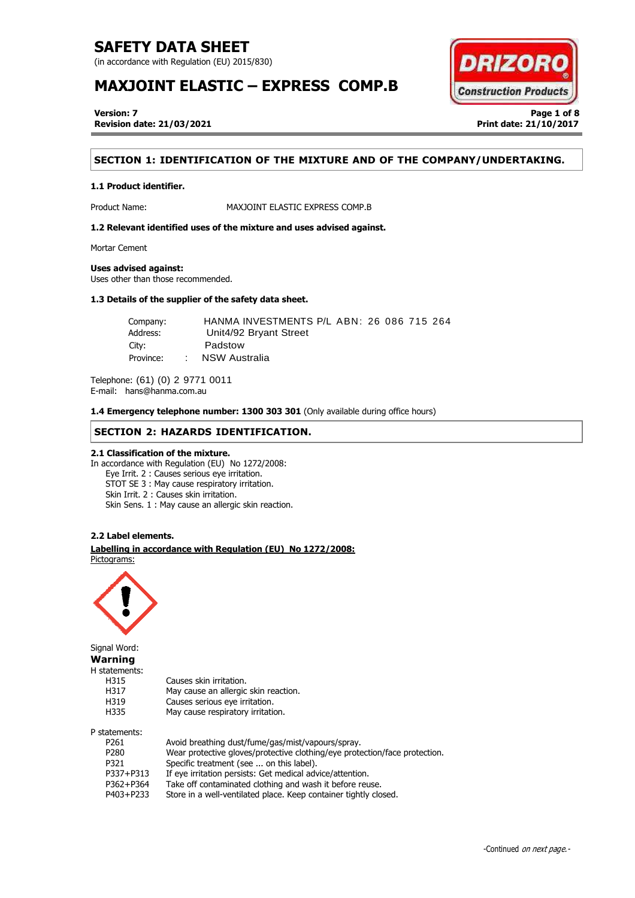# SAFETY DATA SHEET

(in accordance with Regulation (EU) 2015/830)

# MAXJOINT ELASTIC – EXPRESS COMP.B

**Version: 7**
**Revision date: 21/03/2021**

**Print date: 21/10/2017**

## SECTION 1: IDENTIFICATION OF THE MIXTURE AND OF THE COMPANY/UNDERTAKING.

### 1.1 Product identifier.

Product Name: MAXJOINT ELASTIC EXPRESS COMP.B

### 1.2 Relevant identified uses of the mixture and uses advised against.

Mortar Cement

**Uses advised against:**
Uses other than those recommended.

### 1.3 Details of the supplier of the safety data sheet.

Company: HANMA INVESTMENTS P/L ABN: 26 086 715 264
Address: Unit4/92 Bryant Street
City: Padstow
Province: : NSW Australia

Telephone: (61) (0) 2 9771 0011
E-mail: hans@hanma.com.au

**1.4 Emergency telephone number: 1300 303 301** (Only available during office hours)

## SECTION 2: HAZARDS IDENTIFICATION.

### 2.1 Classification of the mixture.

In accordance with Regulation (EU) No 1272/2008:

- Eye Irrit. 2 : Causes serious eye irritation.
- STOT SE 3 : May cause respiratory irritation.
- Skin Irrit. 2 : Causes skin irritation.
- Skin Sens. 1 : May cause an allergic skin reaction.

### 2.2 Label elements.

**Labelling in accordance with Regulation (EU) No 1272/2008:**

Pictograms:

Signal Word:
**Warning**

H statements:

| | |
|---|---|
| H315 | Causes skin irritation. |
| H317 | May cause an allergic skin reaction. |
| H319 | Causes serious eye irritation. |
| H335 | May cause respiratory irritation. |

P statements:

| | |
|---|---|
| P261 | Avoid breathing dust/fume/gas/mist/vapours/spray. |
| P280 | Wear protective gloves/protective clothing/eye protection/face protection. |
| P321 | Specific treatment (see ... on this label). |
| P337+P313 | If eye irritation persists: Get medical advice/attention. |
| P362+P364 | Take off contaminated clothing and wash it before reuse. |
| P403+P233 | Store in a well-ventilated place. Keep container tightly closed. |

-Continued *on next page.*-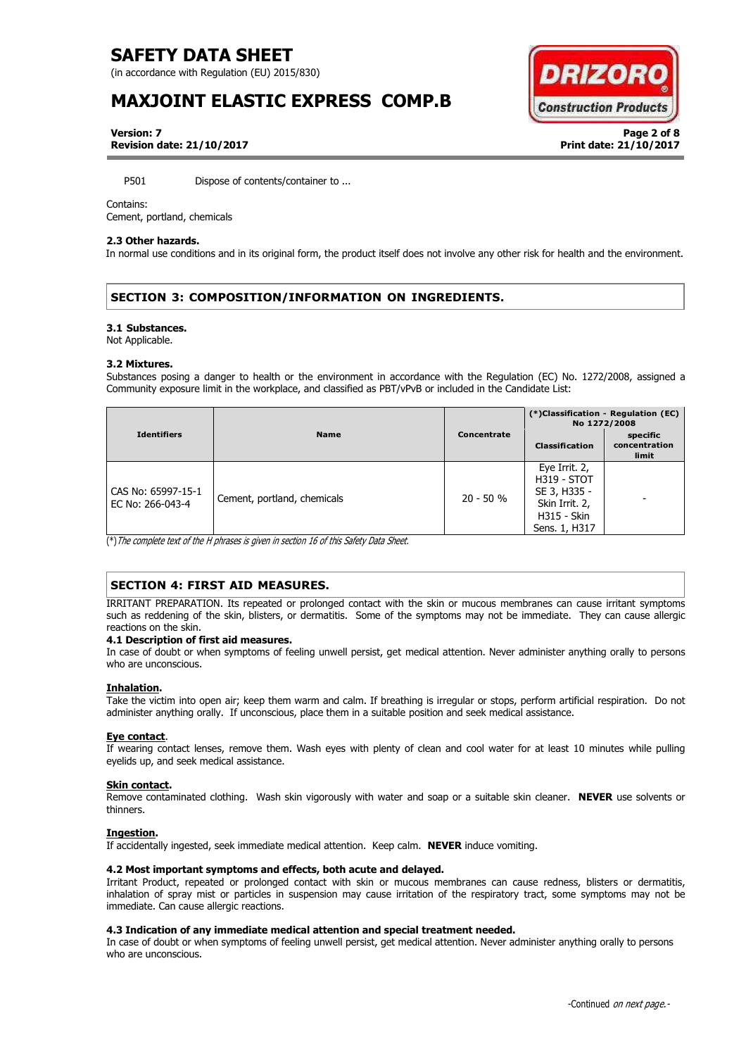P501 Dispose of contents/container to ...

Contains:
Cement, portland, chemicals

**2.3 Other hazards.**
In normal use conditions and in its original form, the product itself does not involve any other risk for health and the environment.

## SECTION 3: COMPOSITION/INFORMATION ON INGREDIENTS.

**3.1 Substances.**
Not Applicable.

**3.2 Mixtures.**
Substances posing a danger to health or the environment in accordance with the Regulation (EC) No. 1272/2008, assigned a Community exposure limit in the workplace, and classified as PBT/vPvB or included in the Candidate List:

| Identifiers | Name | Concentrate | (*)Classification - Regulation (EC) No 1272/2008 | |
|---|---|---|---|---|
| | | | Classification | specific concentration limit |
| CAS No: 65997-15-1 EC No: 266-043-4 | Cement, portland, chemicals | 20 - 50 % | Eye Irrit. 2, H319 - STOT SE 3, H335 - Skin Irrit. 2, H315 - Skin Sens. 1, H317 | - |

(*)*The complete text of the H phrases is given in section 16 of this Safety Data Sheet.*

## SECTION 4: FIRST AID MEASURES.

IRRITANT PREPARATION. Its repeated or prolonged contact with the skin or mucous membranes can cause irritant symptoms such as reddening of the skin, blisters, or dermatitis. Some of the symptoms may not be immediate. They can cause allergic reactions on the skin.

**4.1 Description of first aid measures.**
In case of doubt or when symptoms of feeling unwell persist, get medical attention. Never administer anything orally to persons who are unconscious.

**Inhalation.**
Take the victim into open air; keep them warm and calm. If breathing is irregular or stops, perform artificial respiration. Do not administer anything orally. If unconscious, place them in a suitable position and seek medical assistance.

**Eye contact.**
If wearing contact lenses, remove them. Wash eyes with plenty of clean and cool water for at least 10 minutes while pulling eyelids up, and seek medical assistance.

**Skin contact.**
Remove contaminated clothing. Wash skin vigorously with water and soap or a suitable skin cleaner. **NEVER** use solvents or thinners.

**Ingestion.**
If accidentally ingested, seek immediate medical attention. Keep calm. **NEVER** induce vomiting.

**4.2 Most important symptoms and effects, both acute and delayed.**
Irritant Product, repeated or prolonged contact with skin or mucous membranes can cause redness, blisters or dermatitis, inhalation of spray mist or particles in suspension may cause irritation of the respiratory tract, some symptoms may not be immediate. Can cause allergic reactions.

**4.3 Indication of any immediate medical attention and special treatment needed.**
In case of doubt or when symptoms of feeling unwell persist, get medical attention. Never administer anything orally to persons who are unconscious.

-Continued *on next page.*-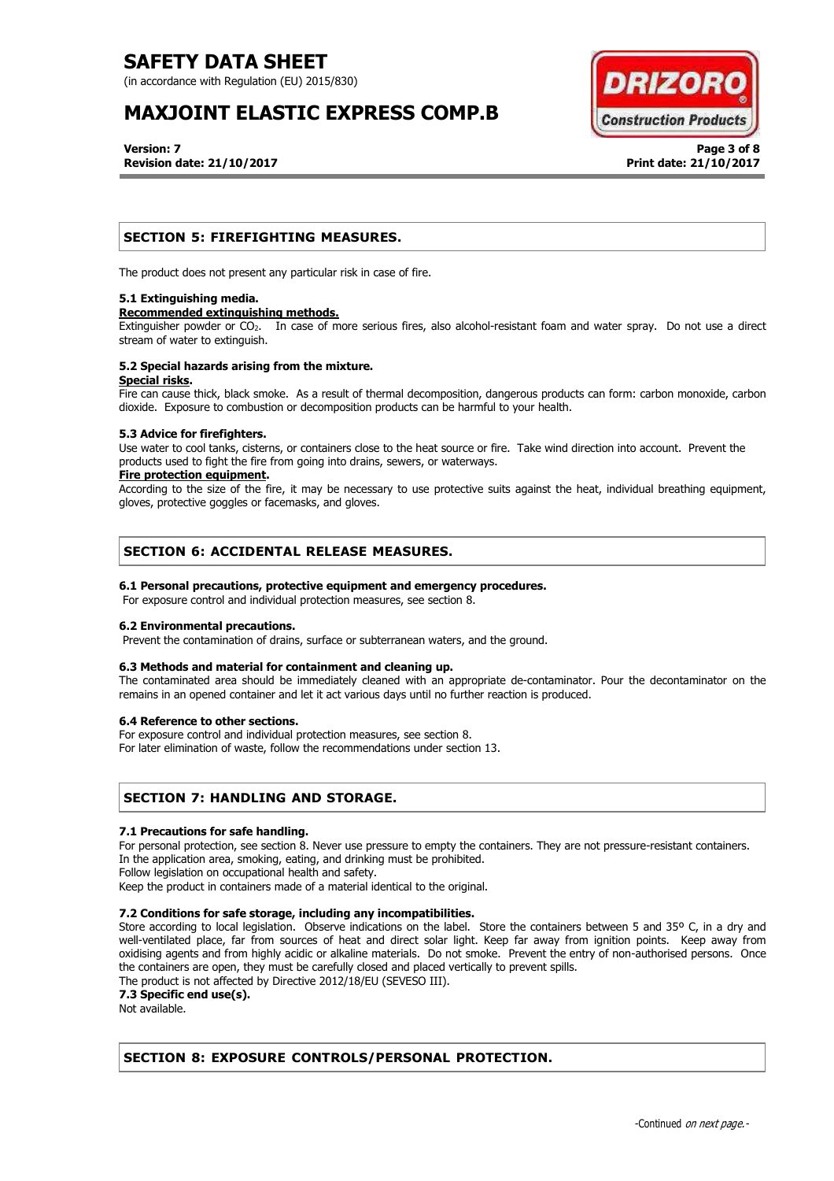## SECTION 5: FIREFIGHTING MEASURES.

The product does not present any particular risk in case of fire.

**5.1 Extinguishing media.**

**Recommended extinguishing methods.**

Extinguisher powder or $CO_2$. In case of more serious fires, also alcohol-resistant foam and water spray. Do not use a direct stream of water to extinguish.

**5.2 Special hazards arising from the mixture.**

**Special risks.**

Fire can cause thick, black smoke. As a result of thermal decomposition, dangerous products can form: carbon monoxide, carbon dioxide. Exposure to combustion or decomposition products can be harmful to your health.

**5.3 Advice for firefighters.**

Use water to cool tanks, cisterns, or containers close to the heat source or fire. Take wind direction into account. Prevent the products used to fight the fire from going into drains, sewers, or waterways.

**Fire protection equipment.**

According to the size of the fire, it may be necessary to use protective suits against the heat, individual breathing equipment, gloves, protective goggles or facemasks, and gloves.

## SECTION 6: ACCIDENTAL RELEASE MEASURES.

**6.1 Personal precautions, protective equipment and emergency procedures.**

For exposure control and individual protection measures, see section 8.

**6.2 Environmental precautions.**

Prevent the contamination of drains, surface or subterranean waters, and the ground.

**6.3 Methods and material for containment and cleaning up.**

The contaminated area should be immediately cleaned with an appropriate de-contaminator. Pour the decontaminator on the remains in an opened container and let it act various days until no further reaction is produced.

**6.4 Reference to other sections.**

For exposure control and individual protection measures, see section 8.
For later elimination of waste, follow the recommendations under section 13.

## SECTION 7: HANDLING AND STORAGE.

**7.1 Precautions for safe handling.**

For personal protection, see section 8. Never use pressure to empty the containers. They are not pressure-resistant containers.
In the application area, smoking, eating, and drinking must be prohibited.
Follow legislation on occupational health and safety.
Keep the product in containers made of a material identical to the original.

**7.2 Conditions for safe storage, including any incompatibilities.**

Store according to local legislation. Observe indications on the label. Store the containers between 5 and 35º C, in a dry and well-ventilated place, far from sources of heat and direct solar light. Keep far away from ignition points. Keep away from oxidising agents and from highly acidic or alkaline materials. Do not smoke. Prevent the entry of non-authorised persons. Once the containers are open, they must be carefully closed and placed vertically to prevent spills.
The product is not affected by Directive 2012/18/EU (SEVESO III).

**7.3 Specific end use(s).**

Not available.

## SECTION 8: EXPOSURE CONTROLS/PERSONAL PROTECTION.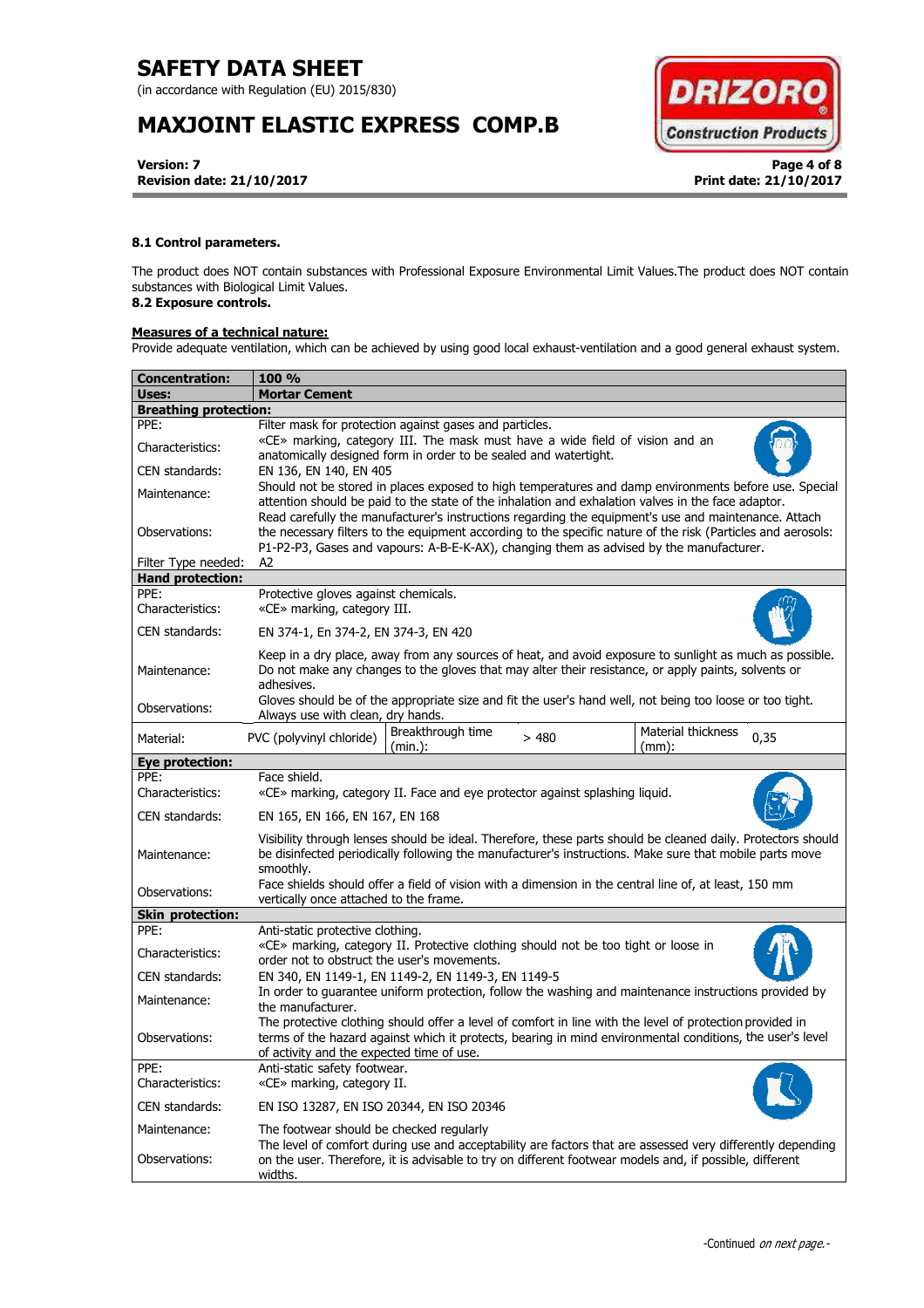#### 8.1 Control parameters.

The product does NOT contain substances with Professional Exposure Environmental Limit Values.The product does NOT contain substances with Biological Limit Values.

#### 8.2 Exposure controls.

**Measures of a technical nature:**

Provide adequate ventilation, which can be achieved by using good local exhaust-ventilation and a good general exhaust system.

| **Concentration:** | **100 %** | | | | |
|---|---|---|---|---|---|
| **Uses:** | **Mortar Cement** | | | | |
| **Breathing protection:** | | | | | |
| PPE: | Filter mask for protection against gases and particles. | | | | |
| Characteristics: | «CE» marking, category III. The mask must have a wide field of vision and an anatomically designed form in order to be sealed and watertight. | | | | |
| CEN standards: | EN 136, EN 140, EN 405 | | | | |
| Maintenance: | Should not be stored in places exposed to high temperatures and damp environments before use. Special attention should be paid to the state of the inhalation and exhalation valves in the face adaptor. | | | | |
| Observations: | Read carefully the manufacturer's instructions regarding the equipment's use and maintenance. Attach the necessary filters to the equipment according to the specific nature of the risk (Particles and aerosols: P1-P2-P3, Gases and vapours: A-B-E-K-AX), changing them as advised by the manufacturer. | | | | |
| Filter Type needed: | A2 | | | | |
| **Hand protection:** | | | | | |
| PPE: | Protective gloves against chemicals. | | | | |
| Characteristics: | «CE» marking, category III. | | | | |
| CEN standards: | EN 374-1, En 374-2, EN 374-3, EN 420 | | | | |
| Maintenance: | Keep in a dry place, away from any sources of heat, and avoid exposure to sunlight as much as possible. Do not make any changes to the gloves that may alter their resistance, or apply paints, solvents or adhesives. | | | | |
| Observations: | Gloves should be of the appropriate size and fit the user's hand well, not being too loose or too tight. Always use with clean, dry hands. | | | | |
| Material: | PVC (polyvinyl chloride) | Breakthrough time (min.): | > 480 | Material thickness (mm): | 0,35 |
| **Eye protection:** | | | | | |
| PPE: | Face shield. | | | | |
| Characteristics: | «CE» marking, category II. Face and eye protector against splashing liquid. | | | | |
| CEN standards: | EN 165, EN 166, EN 167, EN 168 | | | | |
| Maintenance: | Visibility through lenses should be ideal. Therefore, these parts should be cleaned daily. Protectors should be disinfected periodically following the manufacturer's instructions. Make sure that mobile parts move smoothly. | | | | |
| Observations: | Face shields should offer a field of vision with a dimension in the central line of, at least, 150 mm vertically once attached to the frame. | | | | |
| **Skin protection:** | | | | | |
| PPE: | Anti-static protective clothing. | | | | |
| Characteristics: | «CE» marking, category II. Protective clothing should not be too tight or loose in order not to obstruct the user's movements. | | | | |
| CEN standards: | EN 340, EN 1149-1, EN 1149-2, EN 1149-3, EN 1149-5 | | | | |
| Maintenance: | In order to guarantee uniform protection, follow the washing and maintenance instructions provided by the manufacturer. | | | | |
| Observations: | The protective clothing should offer a level of comfort in line with the level of protection provided in terms of the hazard against which it protects, bearing in mind environmental conditions, the user's level of activity and the expected time of use. | | | | |
| PPE: | Anti-static safety footwear. | | | | |
| Characteristics: | «CE» marking, category II. | | | | |
| CEN standards: | EN ISO 13287, EN ISO 20344, EN ISO 20346 | | | | |
| Maintenance: | The footwear should be checked regularly | | | | |
| Observations: | The level of comfort during use and acceptability are factors that are assessed very differently depending on the user. Therefore, it is advisable to try on different footwear models and, if possible, different widths. | | | | |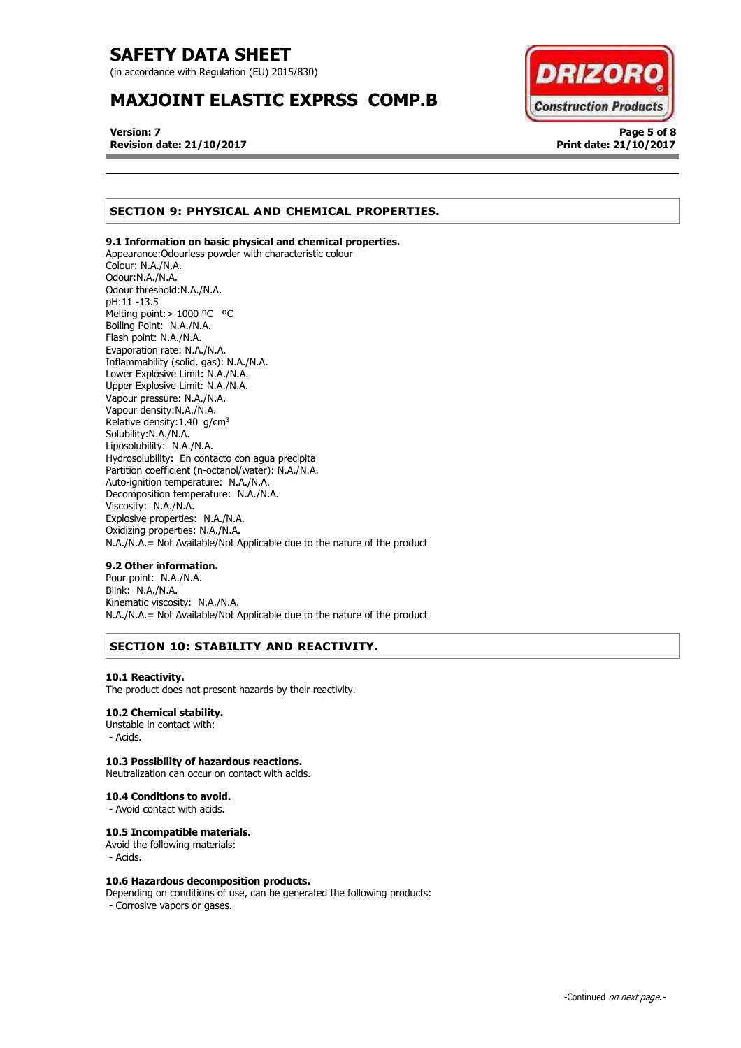## SECTION 9: PHYSICAL AND CHEMICAL PROPERTIES.

**9.1 Information on basic physical and chemical properties.**

Appearance:Odourless powder with characteristic colour
Colour: N.A./N.A.
Odour:N.A./N.A.
Odour threshold:N.A./N.A.
pH:11 -13.5
Melting point:> 1000 ºC ºC
Boiling Point: N.A./N.A.
Flash point: N.A./N.A.
Evaporation rate: N.A./N.A.
Inflammability (solid, gas): N.A./N.A.
Lower Explosive Limit: N.A./N.A.
Upper Explosive Limit: N.A./N.A.
Vapour pressure: N.A./N.A.
Vapour density:N.A./N.A.
Relative density:1.40 $g/cm^3$
Solubility:N.A./N.A.
Liposolubility: N.A./N.A.
Hydrosolubility: En contacto con agua precipita
Partition coefficient (n-octanol/water): N.A./N.A.
Auto-ignition temperature: N.A./N.A.
Decomposition temperature: N.A./N.A.
Viscosity: N.A./N.A.
Explosive properties: N.A./N.A.
Oxidizing properties: N.A./N.A.
N.A./N.A.= Not Available/Not Applicable due to the nature of the product

**9.2 Other information.**

Pour point: N.A./N.A.
Blink: N.A./N.A.
Kinematic viscosity: N.A./N.A.
N.A./N.A.= Not Available/Not Applicable due to the nature of the product

## SECTION 10: STABILITY AND REACTIVITY.

**10.1 Reactivity.**

The product does not present hazards by their reactivity.

**10.2 Chemical stability.**

Unstable in contact with:
- Acids.

**10.3 Possibility of hazardous reactions.**

Neutralization can occur on contact with acids.

**10.4 Conditions to avoid.**

- Avoid contact with acids.

**10.5 Incompatible materials.**

Avoid the following materials:
- Acids.

**10.6 Hazardous decomposition products.**

Depending on conditions of use, can be generated the following products:
- Corrosive vapors or gases.

-Continued *on next page.*-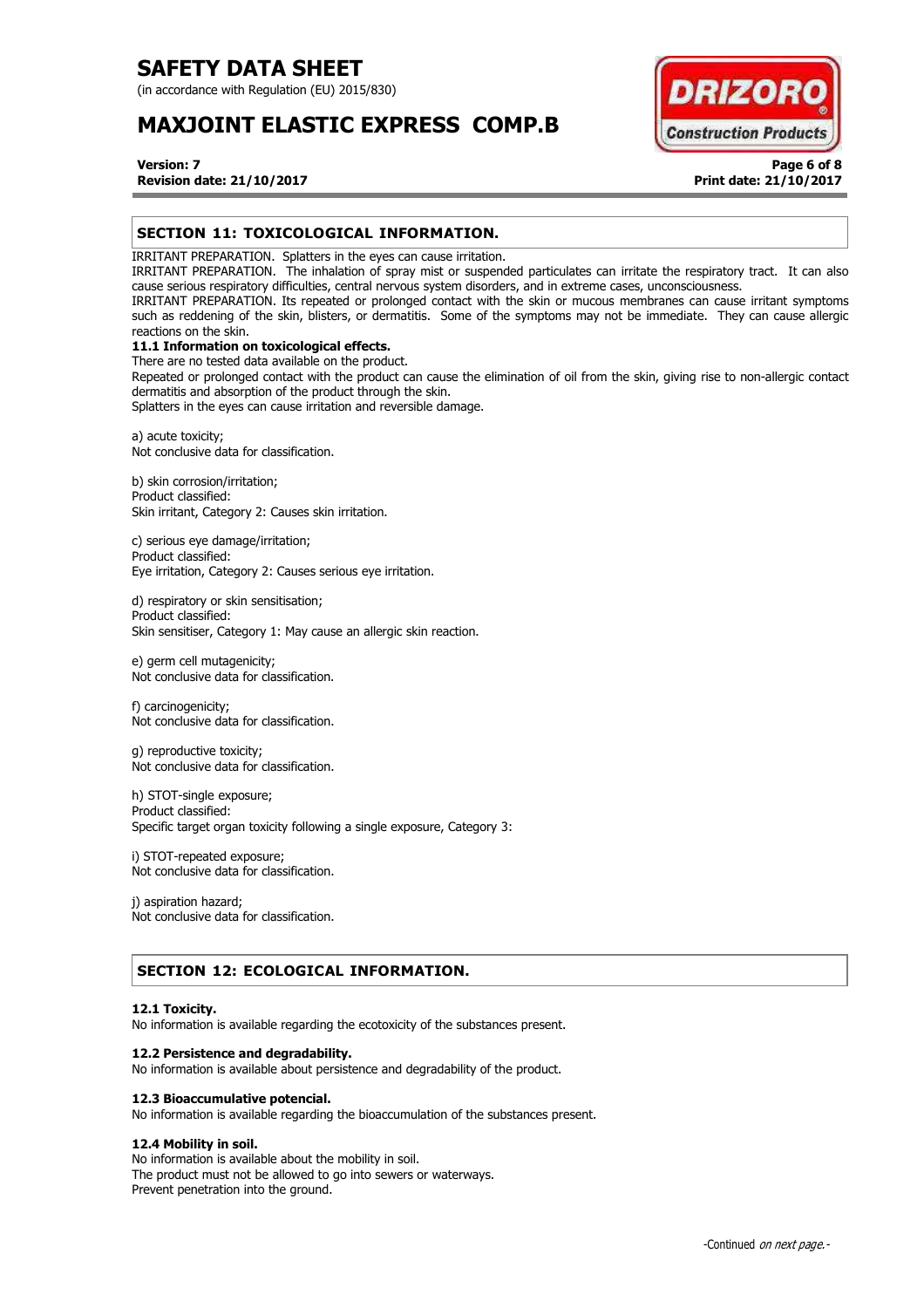## SECTION 11: TOXICOLOGICAL INFORMATION.

IRRITANT PREPARATION. Splatters in the eyes can cause irritation.
IRRITANT PREPARATION. The inhalation of spray mist or suspended particulates can irritate the respiratory tract. It can also cause serious respiratory difficulties, central nervous system disorders, and in extreme cases, unconsciousness.
IRRITANT PREPARATION. Its repeated or prolonged contact with the skin or mucous membranes can cause irritant symptoms such as reddening of the skin, blisters, or dermatitis. Some of the symptoms may not be immediate. They can cause allergic reactions on the skin.

**11.1 Information on toxicological effects.**

There are no tested data available on the product.
Repeated or prolonged contact with the product can cause the elimination of oil from the skin, giving rise to non-allergic contact dermatitis and absorption of the product through the skin.
Splatters in the eyes can cause irritation and reversible damage.

a) acute toxicity;
Not conclusive data for classification.

b) skin corrosion/irritation;
Product classified:
Skin irritant, Category 2: Causes skin irritation.

c) serious eye damage/irritation;
Product classified:
Eye irritation, Category 2: Causes serious eye irritation.

d) respiratory or skin sensitisation;
Product classified:
Skin sensitiser, Category 1: May cause an allergic skin reaction.

e) germ cell mutagenicity;
Not conclusive data for classification.

f) carcinogenicity;
Not conclusive data for classification.

g) reproductive toxicity;
Not conclusive data for classification.

h) STOT-single exposure;
Product classified:
Specific target organ toxicity following a single exposure, Category 3:

i) STOT-repeated exposure;
Not conclusive data for classification.

j) aspiration hazard;
Not conclusive data for classification.

## SECTION 12: ECOLOGICAL INFORMATION.

**12.1 Toxicity.**

No information is available regarding the ecotoxicity of the substances present.

**12.2 Persistence and degradability.**

No information is available about persistence and degradability of the product.

**12.3 Bioaccumulative potencial.**

No information is available regarding the bioaccumulation of the substances present.

**12.4 Mobility in soil.**

No information is available about the mobility in soil.
The product must not be allowed to go into sewers or waterways.
Prevent penetration into the ground.

-Continued *on next page.*-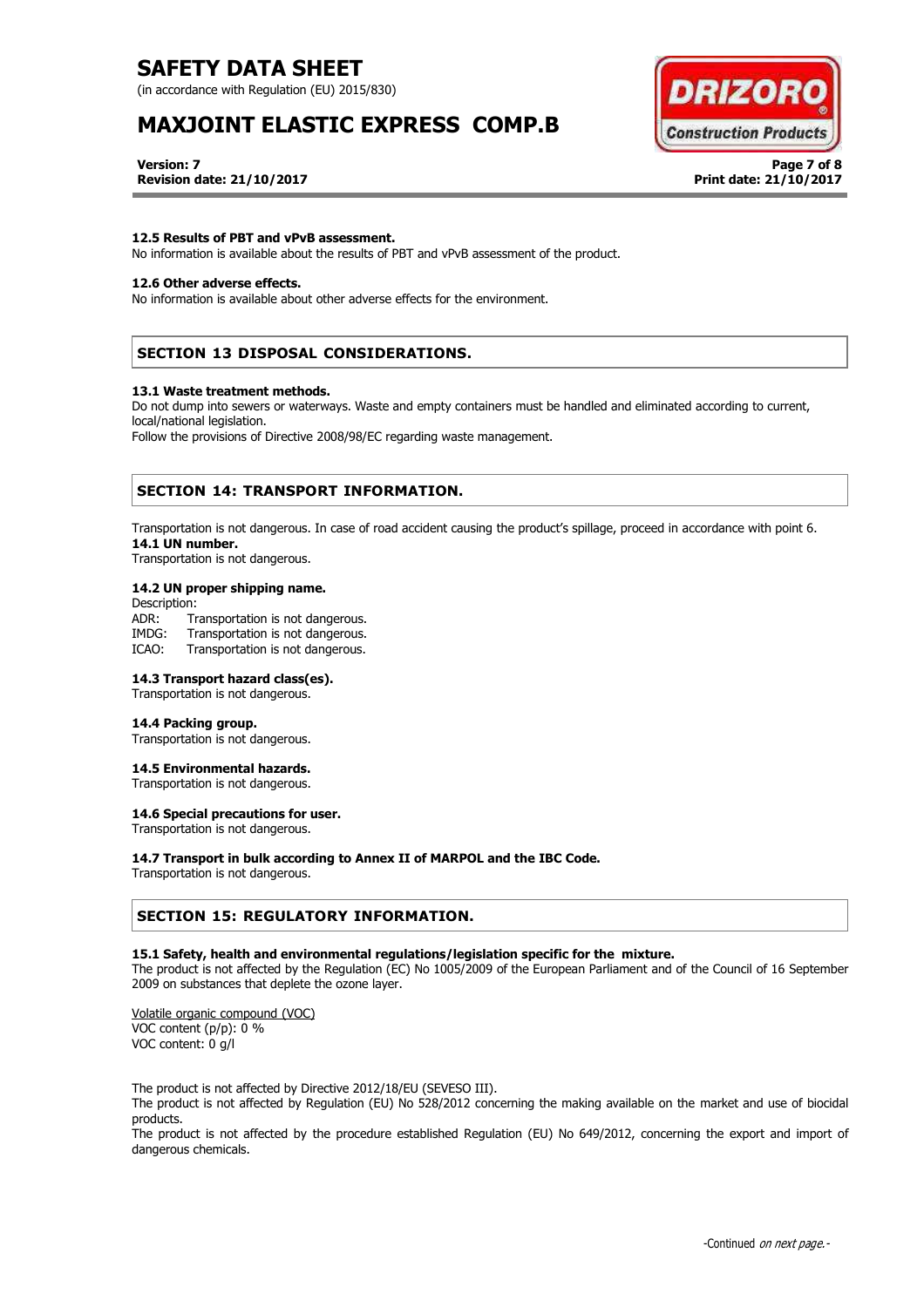#### 12.5 Results of PBT and vPvB assessment.

No information is available about the results of PBT and vPvB assessment of the product.

#### 12.6 Other adverse effects.

No information is available about other adverse effects for the environment.

## SECTION 13 DISPOSAL CONSIDERATIONS.

#### 13.1 Waste treatment methods.

Do not dump into sewers or waterways. Waste and empty containers must be handled and eliminated according to current, local/national legislation.

Follow the provisions of Directive 2008/98/EC regarding waste management.

## SECTION 14: TRANSPORT INFORMATION.

Transportation is not dangerous. In case of road accident causing the product's spillage, proceed in accordance with point 6.

#### 14.1 UN number.

Transportation is not dangerous.

#### 14.2 UN proper shipping name.

Description:

ADR: Transportation is not dangerous.
IMDG: Transportation is not dangerous.
ICAO: Transportation is not dangerous.

#### 14.3 Transport hazard class(es).

Transportation is not dangerous.

#### 14.4 Packing group.

Transportation is not dangerous.

#### 14.5 Environmental hazards.

Transportation is not dangerous.

#### 14.6 Special precautions for user.

Transportation is not dangerous.

#### 14.7 Transport in bulk according to Annex II of MARPOL and the IBC Code.

Transportation is not dangerous.

## SECTION 15: REGULATORY INFORMATION.

#### 15.1 Safety, health and environmental regulations/legislation specific for the mixture.

The product is not affected by the Regulation (EC) No 1005/2009 of the European Parliament and of the Council of 16 September 2009 on substances that deplete the ozone layer.

Volatile organic compound (VOC)
VOC content (p/p): 0 %
VOC content: 0 g/l

The product is not affected by Directive 2012/18/EU (SEVESO III).
The product is not affected by Regulation (EU) No 528/2012 concerning the making available on the market and use of biocidal products.
The product is not affected by the procedure established Regulation (EU) No 649/2012, concerning the export and import of dangerous chemicals.

-Continued *on next page.*-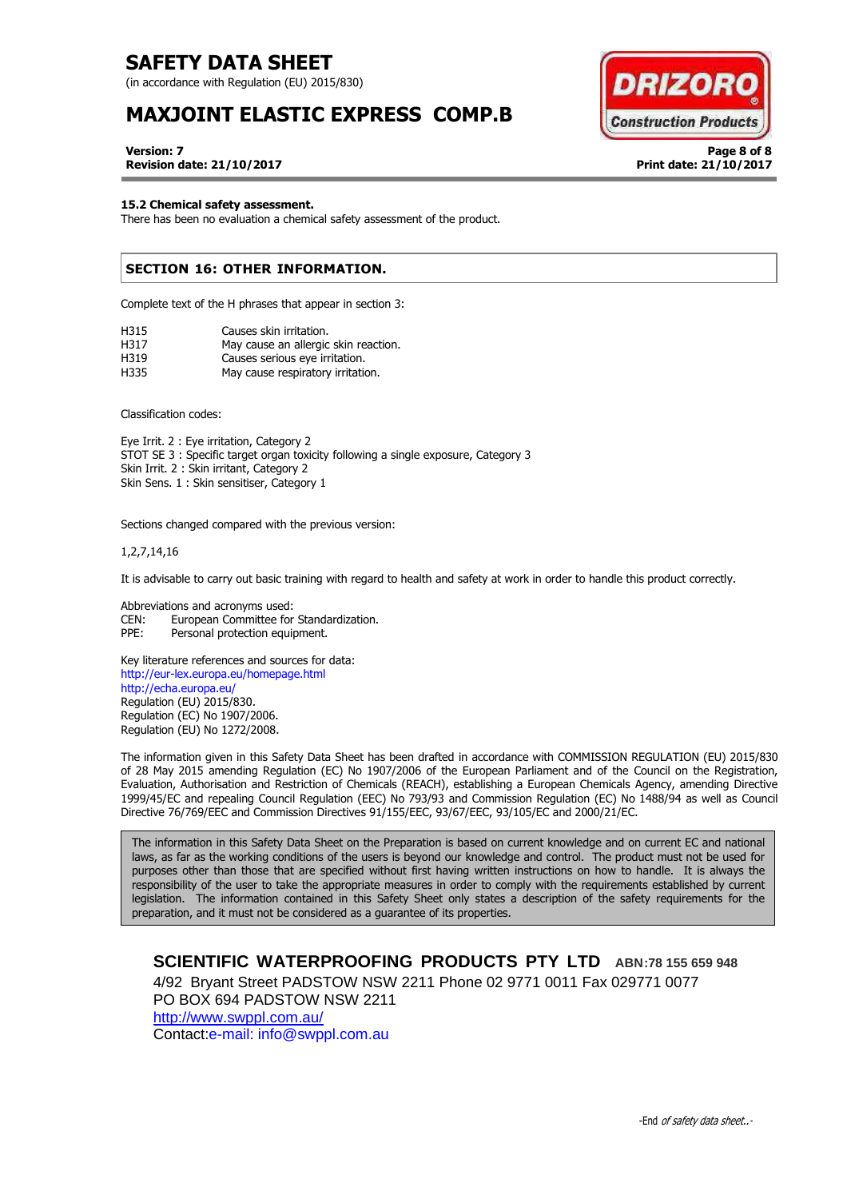**15.2 Chemical safety assessment.**

There has been no evaluation a chemical safety assessment of the product.

## SECTION 16: OTHER INFORMATION.

Complete text of the H phrases that appear in section 3:

| | |
|---|---|
| H315 | Causes skin irritation. |
| H317 | May cause an allergic skin reaction. |
| H319 | Causes serious eye irritation. |
| H335 | May cause respiratory irritation. |

Classification codes:

Eye Irrit. 2 : Eye irritation, Category 2
STOT SE 3 : Specific target organ toxicity following a single exposure, Category 3
Skin Irrit. 2 : Skin irritant, Category 2
Skin Sens. 1 : Skin sensitiser, Category 1

Sections changed compared with the previous version:

1,2,7,14,16

It is advisable to carry out basic training with regard to health and safety at work in order to handle this product correctly.

Abbreviations and acronyms used:
CEN: European Committee for Standardization.
PPE: Personal protection equipment.

Key literature references and sources for data:
http://eur-lex.europa.eu/homepage.html
http://echa.europa.eu/
Regulation (EU) 2015/830.
Regulation (EC) No 1907/2006.
Regulation (EU) No 1272/2008.

The information given in this Safety Data Sheet has been drafted in accordance with COMMISSION REGULATION (EU) 2015/830 of 28 May 2015 amending Regulation (EC) No 1907/2006 of the European Parliament and of the Council on the Registration, Evaluation, Authorisation and Restriction of Chemicals (REACH), establishing a European Chemicals Agency, amending Directive 1999/45/EC and repealing Council Regulation (EEC) No 793/93 and Commission Regulation (EC) No 1488/94 as well as Council Directive 76/769/EEC and Commission Directives 91/155/EEC, 93/67/EEC, 93/105/EC and 2000/21/EC.

The information in this Safety Data Sheet on the Preparation is based on current knowledge and on current EC and national laws, as far as the working conditions of the users is beyond our knowledge and control. The product must not be used for purposes other than those that are specified without first having written instructions on how to handle. It is always the responsibility of the user to take the appropriate measures in order to comply with the requirements established by current legislation. The information contained in this Safety Sheet only states a description of the safety requirements for the preparation, and it must not be considered as a guarantee of its properties.

**SCIENTIFIC WATERPROOFING PRODUCTS PTY LTD** **ABN:78 155 659 948**
4/92 Bryant Street PADSTOW NSW 2211 Phone 02 9771 0011 Fax 029771 0077
PO BOX 694 PADSTOW NSW 2211
http://www.swppl.com.au/
Contact:e-mail: info@swppl.com.au

-End *of safety data sheet..*-